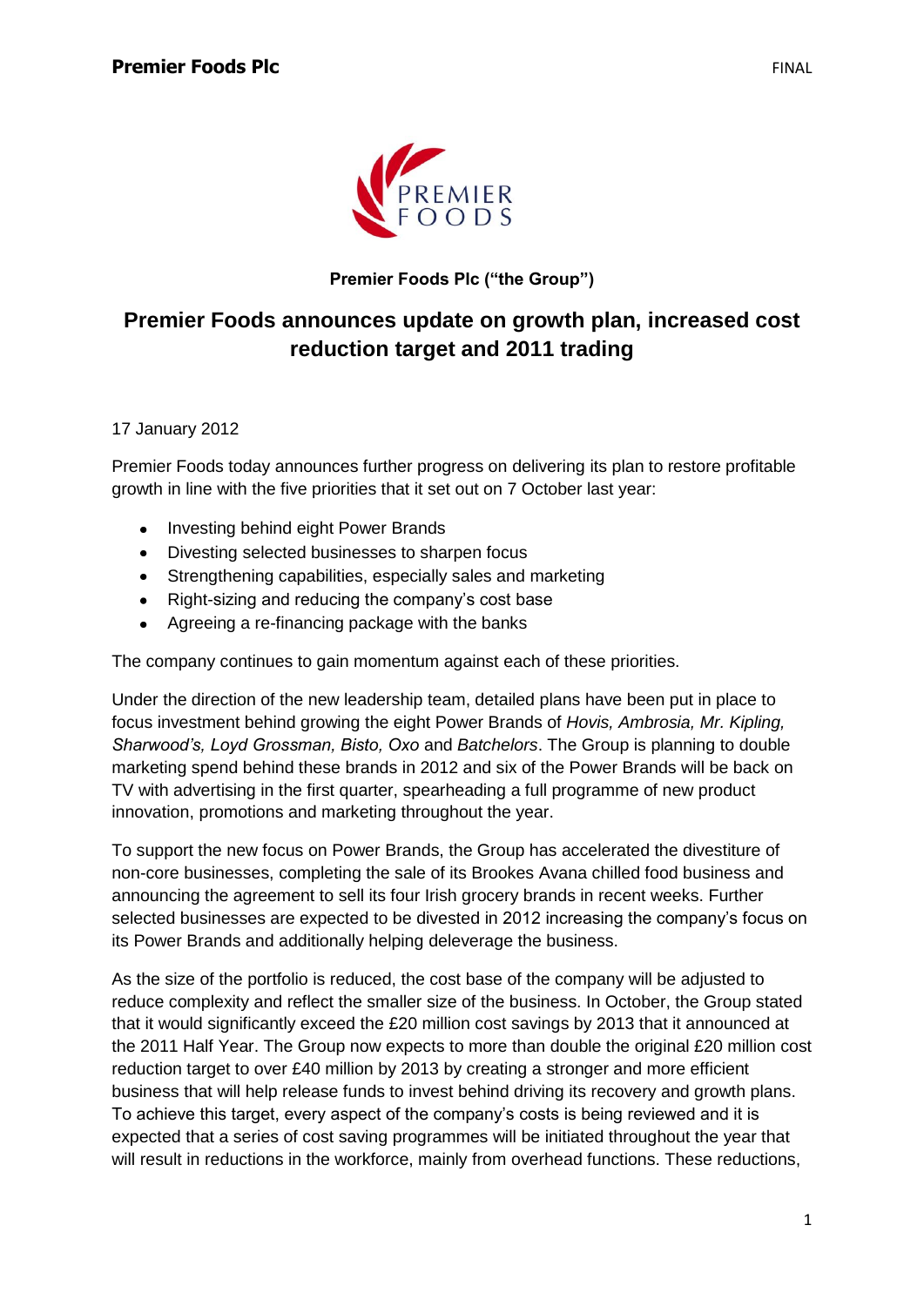**Premier Foods Plc ("the Group")**

# Premier Foods announces update on growth plan, increased cost reduction target and 2011 trading

17 January 2012

Premier Foods today announces further progress on delivering its plan to restore profitable growth in line with the five priorities that it set out on 7 October last year:

- Investing behind eight Power Brands
- Divesting selected businesses to sharpen focus
- Strengthening capabilities, especially sales and marketing
- Right-sizing and reducing the company's cost base
- Agreeing a re-financing package with the banks

The company continues to gain momentum against each of these priorities.

Under the direction of the new leadership team, detailed plans have been put in place to focus investment behind growing the eight Power Brands of *Hovis, Ambrosia, Mr. Kipling, Sharwood's, Loyd Grossman, Bisto, Oxo* and *Batchelors*. The Group is planning to double marketing spend behind these brands in 2012 and six of the Power Brands will be back on TV with advertising in the first quarter, spearheading a full programme of new product innovation, promotions and marketing throughout the year.

To support the new focus on Power Brands, the Group has accelerated the divestiture of non-core businesses, completing the sale of its Brookes Avana chilled food business and announcing the agreement to sell its four Irish grocery brands in recent weeks. Further selected businesses are expected to be divested in 2012 increasing the company's focus on its Power Brands and additionally helping deleverage the business.

As the size of the portfolio is reduced, the cost base of the company will be adjusted to reduce complexity and reflect the smaller size of the business. In October, the Group stated that it would significantly exceed the £20 million cost savings by 2013 that it announced at the 2011 Half Year. The Group now expects to more than double the original £20 million cost reduction target to over £40 million by 2013 by creating a stronger and more efficient business that will help release funds to invest behind driving its recovery and growth plans. To achieve this target, every aspect of the company's costs is being reviewed and it is expected that a series of cost saving programmes will be initiated throughout the year that will result in reductions in the workforce, mainly from overhead functions. These reductions,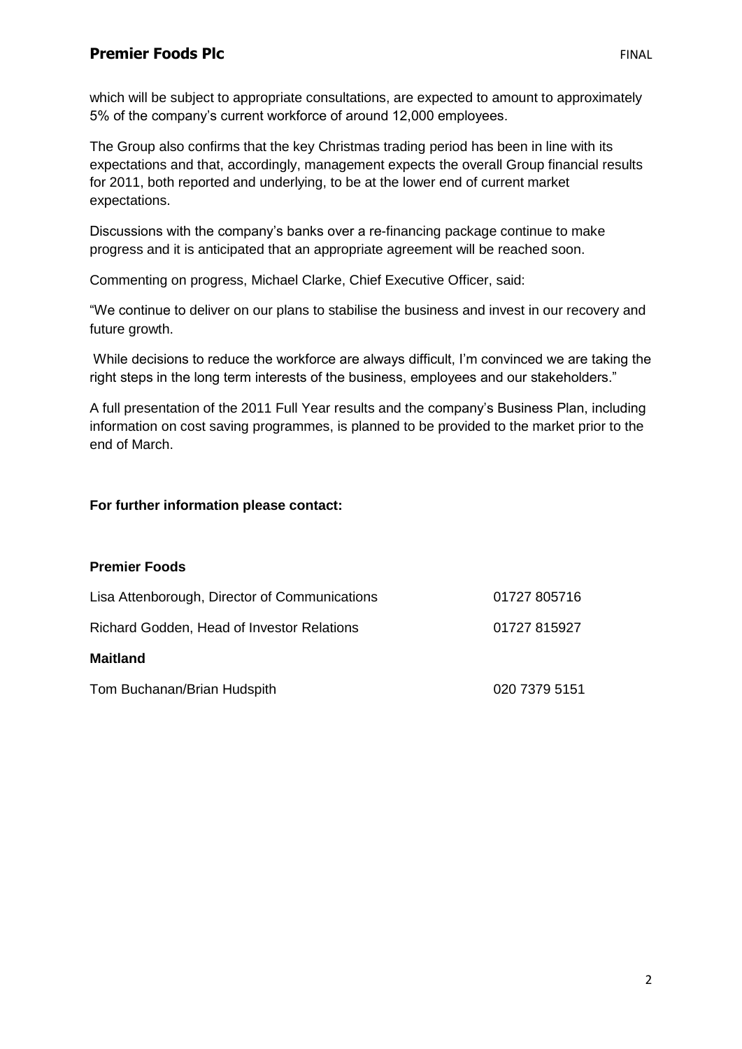which will be subject to appropriate consultations, are expected to amount to approximately 5% of the company's current workforce of around 12,000 employees.

The Group also confirms that the key Christmas trading period has been in line with its expectations and that, accordingly, management expects the overall Group financial results for 2011, both reported and underlying, to be at the lower end of current market expectations.

Discussions with the company's banks over a re-financing package continue to make progress and it is anticipated that an appropriate agreement will be reached soon.

Commenting on progress, Michael Clarke, Chief Executive Officer, said:

"We continue to deliver on our plans to stabilise the business and invest in our recovery and future growth.

While decisions to reduce the workforce are always difficult, I'm convinced we are taking the right steps in the long term interests of the business, employees and our stakeholders."

A full presentation of the 2011 Full Year results and the company's Business Plan, including information on cost saving programmes, is planned to be provided to the market prior to the end of March.

**For further information please contact:**

| | |
|---|---|
| **Premier Foods** | |
| Lisa Attenborough, Director of Communications | 01727 805716 |
| Richard Godden, Head of Investor Relations | 01727 815927 |
| **Maitland** | |
| Tom Buchanan/Brian Hudspith | 020 7379 5151 |